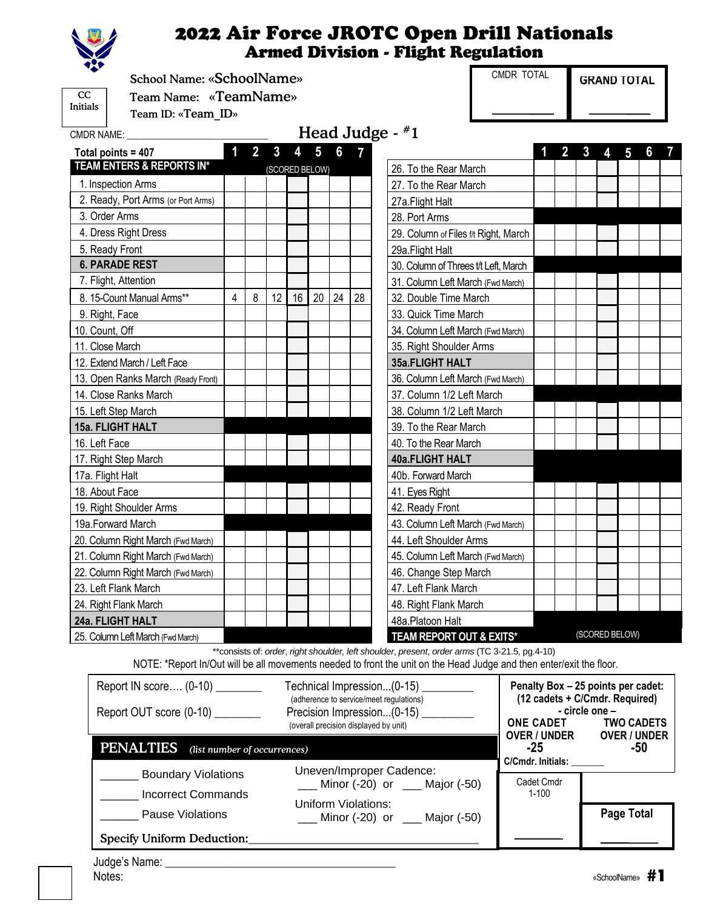# 2022 Air Force JROTC Open Drill Nationals
## Armed Division - Flight Regulation

CC Initials

School Name: «SchoolName»
Team Name: «TeamName»
Team ID: «Team_ID»

| CMDR TOTAL | GRAND TOTAL |
|---|---|
| ________ | ________ |

CMDR NAME: ______________________

## Head Judge - #1

| Total points = 407 | 1 | 2 | 3 | 4 | 5 | 6 | 7 |
|---|---|---|---|---|---|---|---|
| TEAM ENTERS & REPORTS IN* | (SCORED BELOW) | | | | | | |
| 1. Inspection Arms | | | | | | | |
| 2. Ready, Port Arms (or Port Arms) | | | | | | | |
| 3. Order Arms | | | | | | | |
| 4. Dress Right Dress | | | | | | | |
| 5. Ready Front | | | | | | | |
| **6. PARADE REST** | | | | | | | |
| 7. Flight, Attention | | | | | | | |
| 8. 15-Count Manual Arms** | 4 | 8 | 12 | 16 | 20 | 24 | 28 |
| 9. Right, Face | | | | | | | |
| 10. Count, Off | | | | | | | |
| 11. Close March | | | | | | | |
| 12. Extend March / Left Face | | | | | | | |
| 13. Open Ranks March (Ready Front) | | | | | | | |
| 14. Close Ranks March | | | | | | | |
| 15. Left Step March | | | | | | | |
| **15a. FLIGHT HALT** | | | | | | | |
| 16. Left Face | | | | | | | |
| 17. Right Step March | | | | | | | |
| 17a. Flight Halt | | | | | | | |
| 18. About Face | | | | | | | |
| 19. Right Shoulder Arms | | | | | | | |
| 19a. Forward March | | | | | | | |
| 20. Column Right March (Fwd March) | | | | | | | |
| 21. Column Right March (Fwd March) | | | | | | | |
| 22. Column Right March (Fwd March) | | | | | | | |
| 23. Left Flank March | | | | | | | |
| 24. Right Flank March | | | | | | | |
| **24a. FLIGHT HALT** | | | | | | | |
| 25. Column Left March (Fwd March) | | | | | | | |

| | 1 | 2 | 3 | 4 | 5 | 6 | 7 |
|---|---|---|---|---|---|---|---|
| 26. To the Rear March | | | | | | | |
| 27. To the Rear March | | | | | | | |
| 27a. Flight Halt | | | | | | | |
| 28. Port Arms | | | | | | | |
| 29. Column of Files f/t Right, March | | | | | | | |
| 29a. Flight Halt | | | | | | | |
| 30. Column of Threes t/t Left, March | | | | | | | |
| 31. Column Left March (Fwd March) | | | | | | | |
| 32. Double Time March | | | | | | | |
| 33. Quick Time March | | | | | | | |
| 34. Column Left March (Fwd March) | | | | | | | |
| 35. Right Shoulder Arms | | | | | | | |
| **35a. FLIGHT HALT** | | | | | | | |
| 36. Column Left March (Fwd March) | | | | | | | |
| 37. Column 1/2 Left March | | | | | | | |
| 38. Column 1/2 Left March | | | | | | | |
| 39. To the Rear March | | | | | | | |
| 40. To the Rear March | | | | | | | |
| **40a. FLIGHT HALT** | | | | | | | |
| 40b. Forward March | | | | | | | |
| 41. Eyes Right | | | | | | | |
| 42. Ready Front | | | | | | | |
| 43. Column Left March (Fwd March) | | | | | | | |
| 44. Left Shoulder Arms | | | | | | | |
| 45. Column Left March (Fwd March) | | | | | | | |
| 46. Change Step March | | | | | | | |
| 47. Left Flank March | | | | | | | |
| 48. Right Flank March | | | | | | | |
| 48a. Platoon Halt | | | | | | | |
| TEAM REPORT OUT & EXITS* | (SCORED BELOW) | | | | | | |

**consists of: *order*, *right shoulder*, *left shoulder*, *present*, *order arms* (TC 3-21.5, pg.4-10)

NOTE: *Report In/Out will be all movements needed to front the unit on the Head Judge and then enter/exit the floor.

Report IN score.... (0-10) ________

Report OUT score (0-10) ________

Technical Impression...(0-15) ________
(adherence to service/meet regulations)

Precision Impression...(0-15) ________
(overall precision displayed by unit)

**Penalty Box – 25 points per cadet:**
**(12 cadets + C/Cmdr. Required)**
**- circle one –**

| ONE CADET OVER / UNDER | TWO CADETS OVER / UNDER |
|---|---|
| -25 | -50 |

C/Cmdr. Initials: ______

**PENALTIES** *(list number of occurrences)*

______ Boundary Violations

______ Incorrect Commands

______ Pause Violations

Uneven/Improper Cadence:
___ Minor (-20) or ___ Major (-50)

Uniform Violations:
___ Minor (-20) or ___ Major (-50)

**Specify Uniform Deduction:**_______________________________

| Cadet Cmdr 1-100 | Page Total |
|---|---|
| ________ | ________ |

Judge's Name: ___________________________________

Notes:

«SchoolName» #1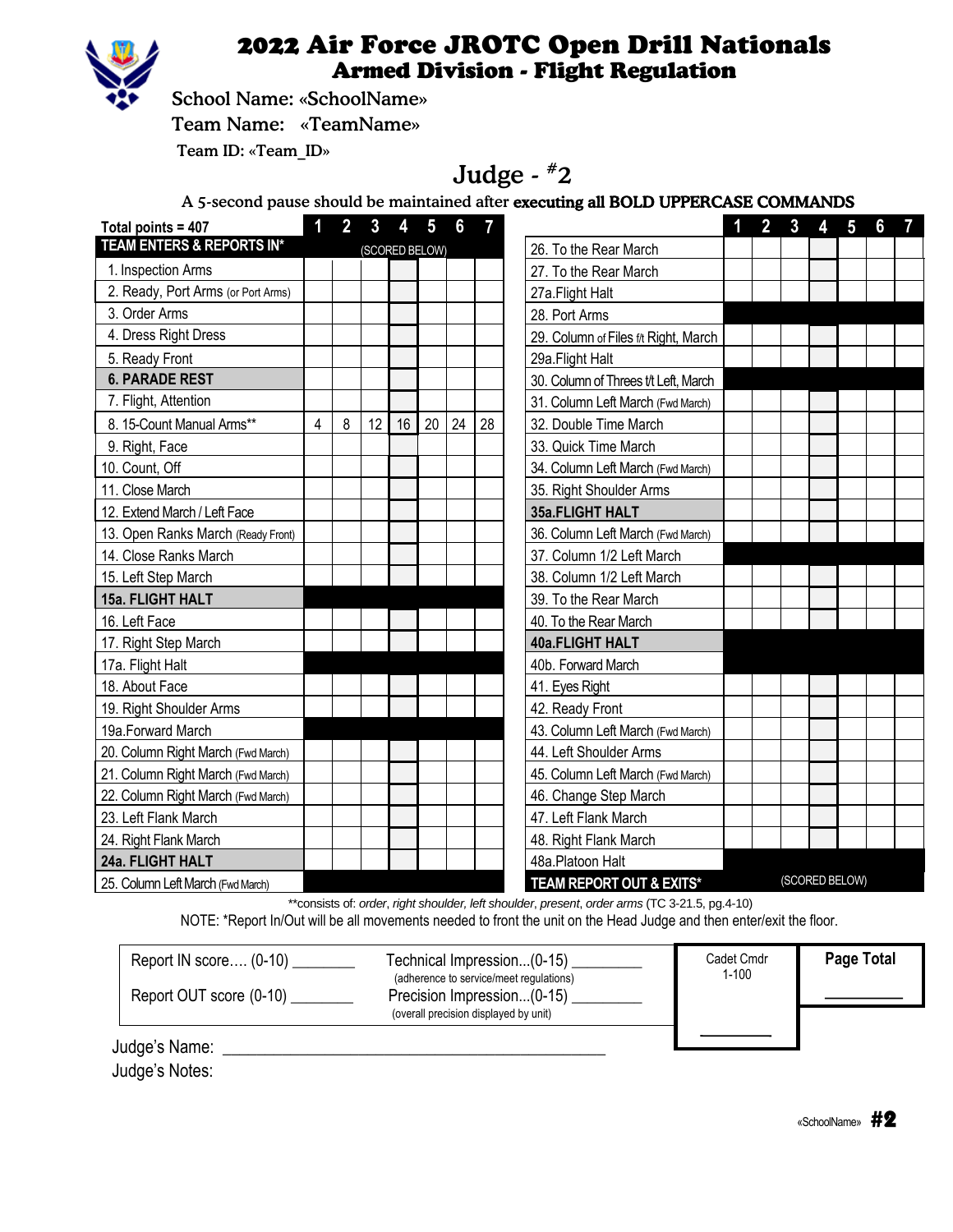# 2022 Air Force JROTC Open Drill Nationals

## Armed Division - Flight Regulation

School Name: «SchoolName»

Team Name: «TeamName»

Team ID: «Team_ID»

## Judge - #2

A 5-second pause should be maintained after **executing all BOLD UPPERCASE COMMANDS**

| Total points = 407 | 1 | 2 | 3 | 4 | 5 | 6 | 7 |
|---|---|---|---|---|---|---|---|
| **TEAM ENTERS & REPORTS IN*** | (SCORED BELOW) | | | | | | |
| 1. Inspection Arms | | | | | | | |
| 2. Ready, Port Arms (or Port Arms) | | | | | | | |
| 3. Order Arms | | | | | | | |
| 4. Dress Right Dress | | | | | | | |
| 5. Ready Front | | | | | | | |
| **6. PARADE REST** | | | | | | | |
| 7. Flight, Attention | | | | | | | |
| 8. 15-Count Manual Arms** | 4 | 8 | 12 | 16 | 20 | 24 | 28 |
| 9. Right, Face | | | | | | | |
| 10. Count, Off | | | | | | | |
| 11. Close March | | | | | | | |
| 12. Extend March / Left Face | | | | | | | |
| 13. Open Ranks March (Ready Front) | | | | | | | |
| 14. Close Ranks March | | | | | | | |
| 15. Left Step March | | | | | | | |
| **15a. FLIGHT HALT** | | | | | | | |
| 16. Left Face | | | | | | | |
| 17. Right Step March | | | | | | | |
| 17a. Flight Halt | | | | | | | |
| 18. About Face | | | | | | | |
| 19. Right Shoulder Arms | | | | | | | |
| 19a.Forward March | | | | | | | |
| 20. Column Right March (Fwd March) | | | | | | | |
| 21. Column Right March (Fwd March) | | | | | | | |
| 22. Column Right March (Fwd March) | | | | | | | |
| 23. Left Flank March | | | | | | | |
| 24. Right Flank March | | | | | | | |
| **24a. FLIGHT HALT** | | | | | | | |
| 25. Column Left March (Fwd March) | | | | | | | |
| 26. To the Rear March | | | | | | | |
| 27. To the Rear March | | | | | | | |
| 27a.Flight Halt | | | | | | | |
| 28. Port Arms | | | | | | | |
| 29. Column of Files f/t Right, March | | | | | | | |
| 29a.Flight Halt | | | | | | | |
| 30. Column of Threes t/t Left, March | | | | | | | |
| 31. Column Left March (Fwd March) | | | | | | | |
| 32. Double Time March | | | | | | | |
| 33. Quick Time March | | | | | | | |
| 34. Column Left March (Fwd March) | | | | | | | |
| 35. Right Shoulder Arms | | | | | | | |
| **35a.FLIGHT HALT** | | | | | | | |
| 36. Column Left March (Fwd March) | | | | | | | |
| 37. Column 1/2 Left March | | | | | | | |
| 38. Column 1/2 Left March | | | | | | | |
| 39. To the Rear March | | | | | | | |
| 40. To the Rear March | | | | | | | |
| **40a.FLIGHT HALT** | | | | | | | |
| 40b. Forward March | | | | | | | |
| 41. Eyes Right | | | | | | | |
| 42. Ready Front | | | | | | | |
| 43. Column Left March (Fwd March) | | | | | | | |
| 44. Left Shoulder Arms | | | | | | | |
| 45. Column Left March (Fwd March) | | | | | | | |
| 46. Change Step March | | | | | | | |
| 47. Left Flank March | | | | | | | |
| 48. Right Flank March | | | | | | | |
| 48a.Platoon Halt | | | | | | | |
| **TEAM REPORT OUT & EXITS*** | (SCORED BELOW) | | | | | | |

**consists of: *order*, *right shoulder*, *left shoulder*, *present*, *order arms* (TC 3-21.5, pg.4-10)

NOTE: *Report In/Out will be all movements needed to front the unit on the Head Judge and then enter/exit the floor.

Report IN score.... (0-10) ________

Report OUT score (0-10) ________

Technical Impression...(0-15) ________
(adherence to service/meet regulations)

Precision Impression...(0-15) ________
(overall precision displayed by unit)

Cadet Cmdr 1-100 ________

**Page Total** ________

Judge's Name: ____________________________________________

Judge's Notes:

«SchoolName» **#2**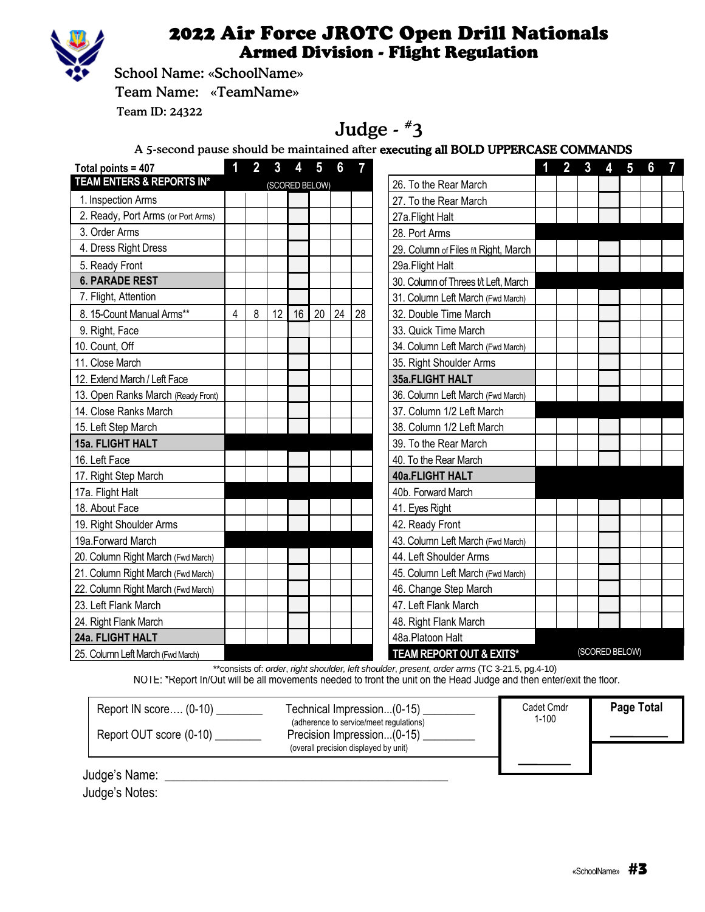# 2022 Air Force JROTC Open Drill Nationals

## Armed Division - Flight Regulation

School Name: «SchoolName»

Team Name: «TeamName»

Team ID: 24322

## Judge - #3

A 5-second pause should be maintained after **executing all BOLD UPPERCASE COMMANDS**

| Total points = 407 | 1 | 2 | 3 | 4 | 5 | 6 | 7 |
|---|---|---|---|---|---|---|---|
| **TEAM ENTERS & REPORTS IN*** | (SCORED BELOW) | | | | | | |
| 1. Inspection Arms | | | | | | | |
| 2. Ready, Port Arms (or Port Arms) | | | | | | | |
| 3. Order Arms | | | | | | | |
| 4. Dress Right Dress | | | | | | | |
| 5. Ready Front | | | | | | | |
| **6. PARADE REST** | | | | | | | |
| 7. Flight, Attention | | | | | | | |
| 8. 15-Count Manual Arms** | 4 | 8 | 12 | 16 | 20 | 24 | 28 |
| 9. Right, Face | | | | | | | |
| 10. Count, Off | | | | | | | |
| 11. Close March | | | | | | | |
| 12. Extend March / Left Face | | | | | | | |
| 13. Open Ranks March (Ready Front) | | | | | | | |
| 14. Close Ranks March | | | | | | | |
| 15. Left Step March | | | | | | | |
| **15a. FLIGHT HALT** | | | | | | | |
| 16. Left Face | | | | | | | |
| 17. Right Step March | | | | | | | |
| 17a. Flight Halt | | | | | | | |
| 18. About Face | | | | | | | |
| 19. Right Shoulder Arms | | | | | | | |
| 19a.Forward March | | | | | | | |
| 20. Column Right March (Fwd March) | | | | | | | |
| 21. Column Right March (Fwd March) | | | | | | | |
| 22. Column Right March (Fwd March) | | | | | | | |
| 23. Left Flank March | | | | | | | |
| 24. Right Flank March | | | | | | | |
| **24a. FLIGHT HALT** | | | | | | | |
| 25. Column Left March (Fwd March) | | | | | | | |

| | 1 | 2 | 3 | 4 | 5 | 6 | 7 |
|---|---|---|---|---|---|---|---|
| 26. To the Rear March | | | | | | | |
| 27. To the Rear March | | | | | | | |
| 27a.Flight Halt | | | | | | | |
| 28. Port Arms | | | | | | | |
| 29. Column of Files f/t Right, March | | | | | | | |
| 29a.Flight Halt | | | | | | | |
| 30. Column of Threes f/t Left, March | | | | | | | |
| 31. Column Left March (Fwd March) | | | | | | | |
| 32. Double Time March | | | | | | | |
| 33. Quick Time March | | | | | | | |
| 34. Column Left March (Fwd March) | | | | | | | |
| 35. Right Shoulder Arms | | | | | | | |
| **35a.FLIGHT HALT** | | | | | | | |
| 36. Column Left March (Fwd March) | | | | | | | |
| 37. Column 1/2 Left March | | | | | | | |
| 38. Column 1/2 Left March | | | | | | | |
| 39. To the Rear March | | | | | | | |
| 40. To the Rear March | | | | | | | |
| **40a.FLIGHT HALT** | | | | | | | |
| 40b. Forward March | | | | | | | |
| 41. Eyes Right | | | | | | | |
| 42. Ready Front | | | | | | | |
| 43. Column Left March (Fwd March) | | | | | | | |
| 44. Left Shoulder Arms | | | | | | | |
| 45. Column Left March (Fwd March) | | | | | | | |
| 46. Change Step March | | | | | | | |
| 47. Left Flank March | | | | | | | |
| 48. Right Flank March | | | | | | | |
| 48a.Platoon Halt | | | | | | | |
| **TEAM REPORT OUT & EXITS*** | (SCORED BELOW) | | | | | | |

**consists of: *order*, *right shoulder*, *left shoulder*, *present*, *order arms* (TC 3-21.5, pg.4-10)

NOTE: *Report In/Out will be all movements needed to front the unit on the Head Judge and then enter/exit the floor.

Report IN score…. (0-10) ________

Report OUT score (0-10) ________

Technical Impression...(0-15) _________
(adherence to service/meet regulations)

Precision Impression...(0-15) _________
(overall precision displayed by unit)

Cadet Cmdr 1-100 ________

Page Total ________

Judge's Name: ____________________________________________

Judge's Notes: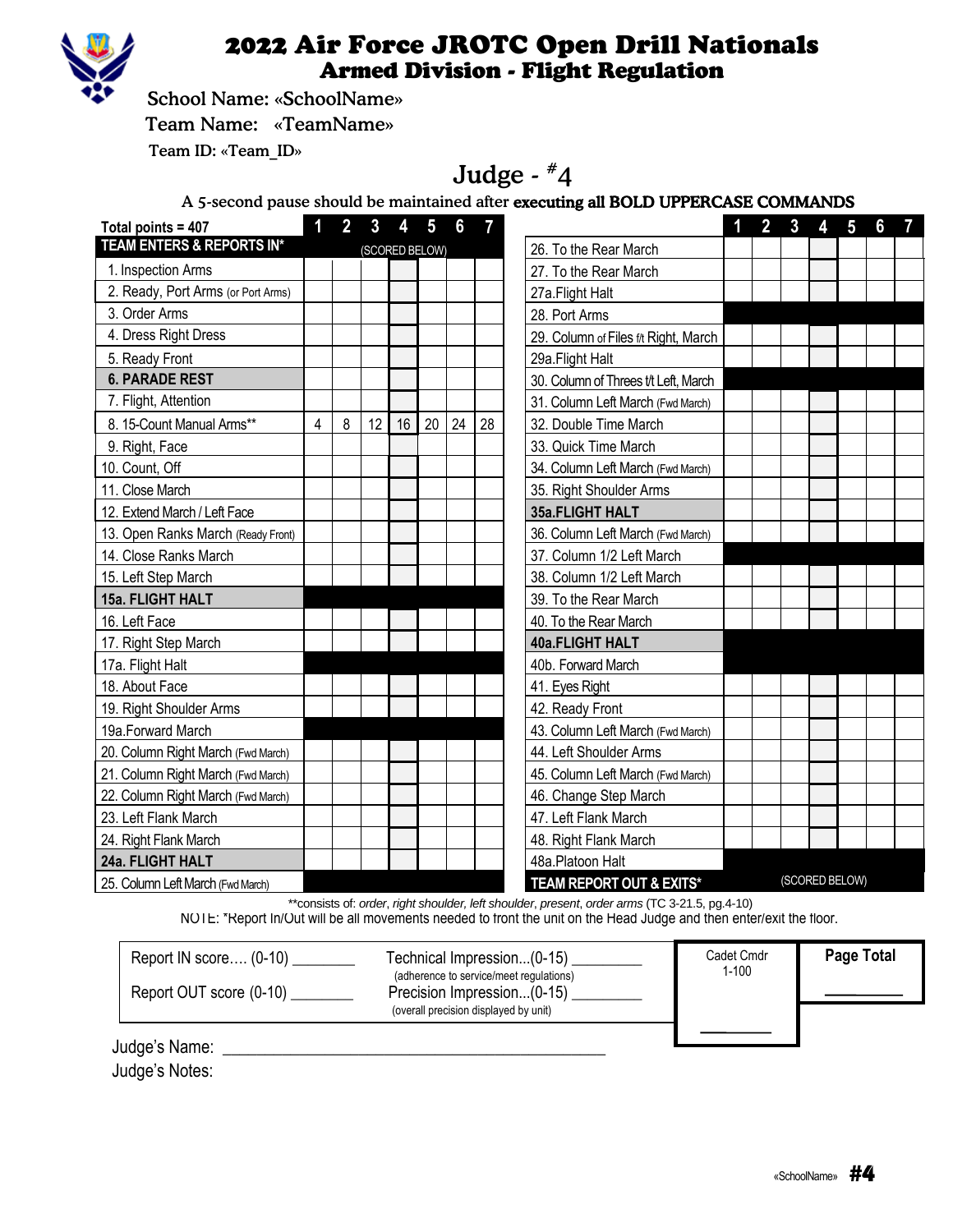# 2022 Air Force JROTC Open Drill Nationals

## Armed Division - Flight Regulation

School Name: «SchoolName»

Team Name: «TeamName»

Team ID: «Team_ID»

## Judge - #4

A 5-second pause should be maintained after **executing all BOLD UPPERCASE COMMANDS**

| Total points = 407 | 1 | 2 | 3 | 4 | 5 | 6 | 7 |
|---|---|---|---|---|---|---|---|
| **TEAM ENTERS & REPORTS IN*** | (SCORED BELOW) | | | | | | |
| 1. Inspection Arms | | | | | | | |
| 2. Ready, Port Arms (or Port Arms) | | | | | | | |
| 3. Order Arms | | | | | | | |
| 4. Dress Right Dress | | | | | | | |
| 5. Ready Front | | | | | | | |
| **6. PARADE REST** | | | | | | | |
| 7. Flight, Attention | | | | | | | |
| 8. 15-Count Manual Arms** | 4 | 8 | 12 | 16 | 20 | 24 | 28 |
| 9. Right, Face | | | | | | | |
| 10. Count, Off | | | | | | | |
| 11. Close March | | | | | | | |
| 12. Extend March / Left Face | | | | | | | |
| 13. Open Ranks March (Ready Front) | | | | | | | |
| 14. Close Ranks March | | | | | | | |
| 15. Left Step March | | | | | | | |
| **15a. FLIGHT HALT** | | | | | | | |
| 16. Left Face | | | | | | | |
| 17. Right Step March | | | | | | | |
| 17a. Flight Halt | | | | | | | |
| 18. About Face | | | | | | | |
| 19. Right Shoulder Arms | | | | | | | |
| 19a.Forward March | | | | | | | |
| 20. Column Right March (Fwd March) | | | | | | | |
| 21. Column Right March (Fwd March) | | | | | | | |
| 22. Column Right March (Fwd March) | | | | | | | |
| 23. Left Flank March | | | | | | | |
| 24. Right Flank March | | | | | | | |
| **24a. FLIGHT HALT** | | | | | | | |
| 25. Column Left March (Fwd March) | | | | | | | |

| | 1 | 2 | 3 | 4 | 5 | 6 | 7 |
|---|---|---|---|---|---|---|---|
| 26. To the Rear March | | | | | | | |
| 27. To the Rear March | | | | | | | |
| 27a.Flight Halt | | | | | | | |
| 28. Port Arms | | | | | | | |
| 29. Column of Files f/t Right, March | | | | | | | |
| 29a.Flight Halt | | | | | | | |
| 30. Column of Threes t/t Left, March | | | | | | | |
| 31. Column Left March (Fwd March) | | | | | | | |
| 32. Double Time March | | | | | | | |
| 33. Quick Time March | | | | | | | |
| 34. Column Left March (Fwd March) | | | | | | | |
| 35. Right Shoulder Arms | | | | | | | |
| **35a.FLIGHT HALT** | | | | | | | |
| 36. Column Left March (Fwd March) | | | | | | | |
| 37. Column 1/2 Left March | | | | | | | |
| 38. Column 1/2 Left March | | | | | | | |
| 39. To the Rear March | | | | | | | |
| 40. To the Rear March | | | | | | | |
| **40a.FLIGHT HALT** | | | | | | | |
| 40b. Forward March | | | | | | | |
| 41. Eyes Right | | | | | | | |
| 42. Ready Front | | | | | | | |
| 43. Column Left March (Fwd March) | | | | | | | |
| 44. Left Shoulder Arms | | | | | | | |
| 45. Column Left March (Fwd March) | | | | | | | |
| 46. Change Step March | | | | | | | |
| 47. Left Flank March | | | | | | | |
| 48. Right Flank March | | | | | | | |
| 48a.Platoon Halt | | | | | | | |
| **TEAM REPORT OUT & EXITS*** | (SCORED BELOW) | | | | | | |

**consists of: *order*, *right shoulder*, *left shoulder*, *present*, *order arms* (TC 3-21.5, pg.4-10)

NOTE: *Report In/Out will be all movements needed to front the unit on the Head Judge and then enter/exit the floor.

Report IN score.... (0-10) ________

Report OUT score (0-10) ________

Technical Impression...(0-15) ________
(adherence to service/meet regulations)

Precision Impression...(0-15) ________
(overall precision displayed by unit)

Cadet Cmdr 1-100 ________

Page Total ________

Judge's Name: ____________________________________________

Judge's Notes: